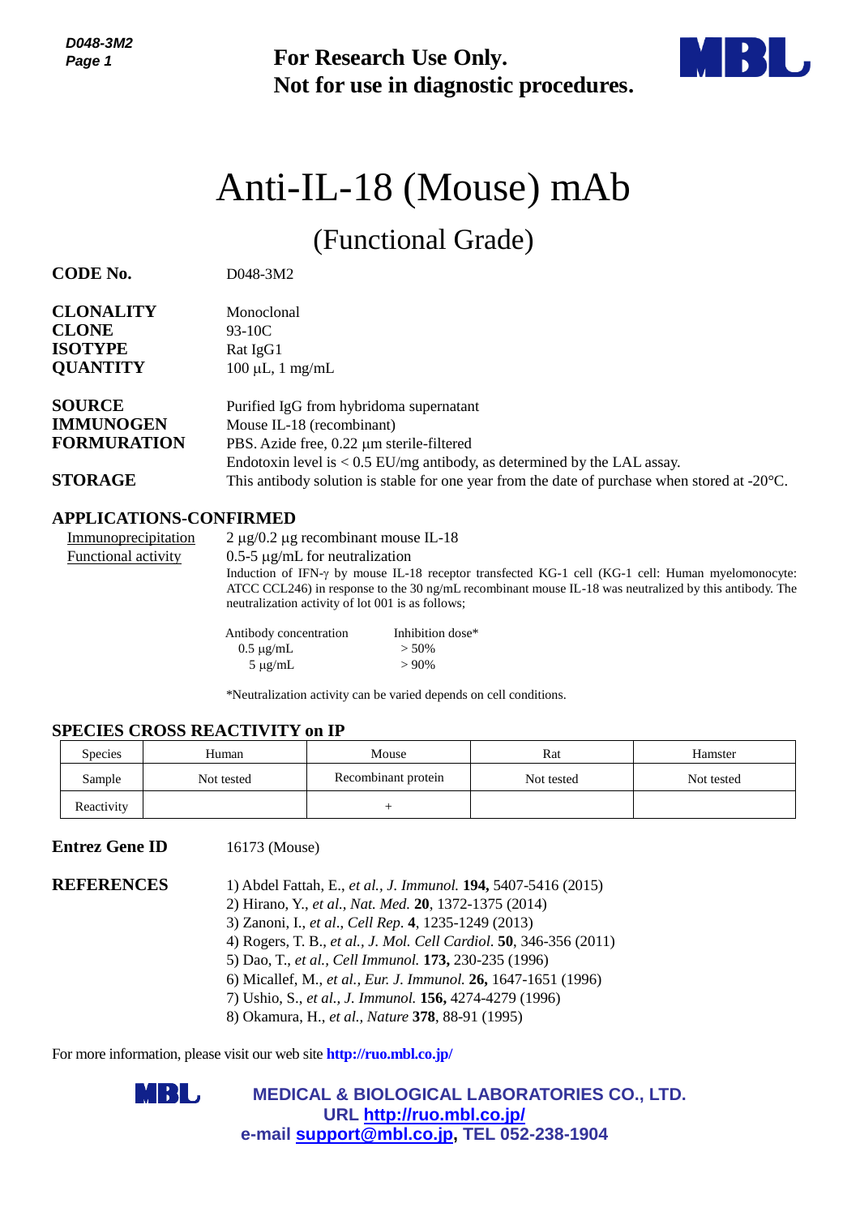**For Research Use Only.**
**Not for use in diagnostic procedures.**

# Anti-IL-18 (Mouse) mAb

## (Functional Grade)

**CODE No.** D048-3M2

**CLONALITY** Monoclonal
**CLONE** 93-10C
**ISOTYPE** Rat IgG1
**QUANTITY** 100 μL, 1 mg/mL

**SOURCE** Purified IgG from hybridoma supernatant
**IMMUNOGEN** Mouse IL-18 (recombinant)
**FORMURATION** PBS. Azide free, 0.22 μm sterile-filtered
Endotoxin level is < 0.5 EU/mg antibody, as determined by the LAL assay.
**STORAGE** This antibody solution is stable for one year from the date of purchase when stored at -20°C.

**APPLICATIONS-CONFIRMED**

Immunoprecipitation: 2 μg/0.2 μg recombinant mouse IL-18

Functional activity: 0.5-5 μg/mL for neutralization
Induction of IFN-γ by mouse IL-18 receptor transfected KG-1 cell (KG-1 cell: Human myelomonocyte: ATCC CCL246) in response to the 30 ng/mL recombinant mouse IL-18 was neutralized by this antibody. The neutralization activity of lot 001 is as follows;

| Antibody concentration | Inhibition dose* |
|---|---|
| 0.5 μg/mL | > 50% |
| 5 μg/mL | > 90% |

*Neutralization activity can be varied depends on cell conditions.

**SPECIES CROSS REACTIVITY on IP**

| Species | Human | Mouse | Rat | Hamster |
|---|---|---|---|---|
| Sample | Not tested | Recombinant protein | Not tested | Not tested |
| Reactivity | | + | | |

**Entrez Gene ID** 16173 (Mouse)

**REFERENCES**

1) Abdel Fattah, E., *et al., J. Immunol.* **194,** 5407-5416 (2015)
2) Hirano, Y., *et al., Nat. Med.* **20**, 1372-1375 (2014)
3) Zanoni, I., *et al*., *Cell Rep.* **4**, 1235-1249 (2013)
4) Rogers, T. B., *et al., J. Mol. Cell Cardiol.* **50**, 346-356 (2011)
5) Dao, T., *et al.*, *Cell Immunol.* **173,** 230-235 (1996)
6) Micallef, M., *et al., Eur. J. Immunol.* **26,** 1647-1651 (1996)
7) Ushio, S., *et al., J. Immunol.* **156,** 4274-4279 (1996)
8) Okamura, H., *et al.*, *Nature* **378**, 88-91 (1995)

For more information, please visit our web site **http://ruo.mbl.co.jp/**

**MEDICAL & BIOLOGICAL LABORATORIES CO., LTD.**
**URL http://ruo.mbl.co.jp/**
**e-mail support@mbl.co.jp, TEL 052-238-1904**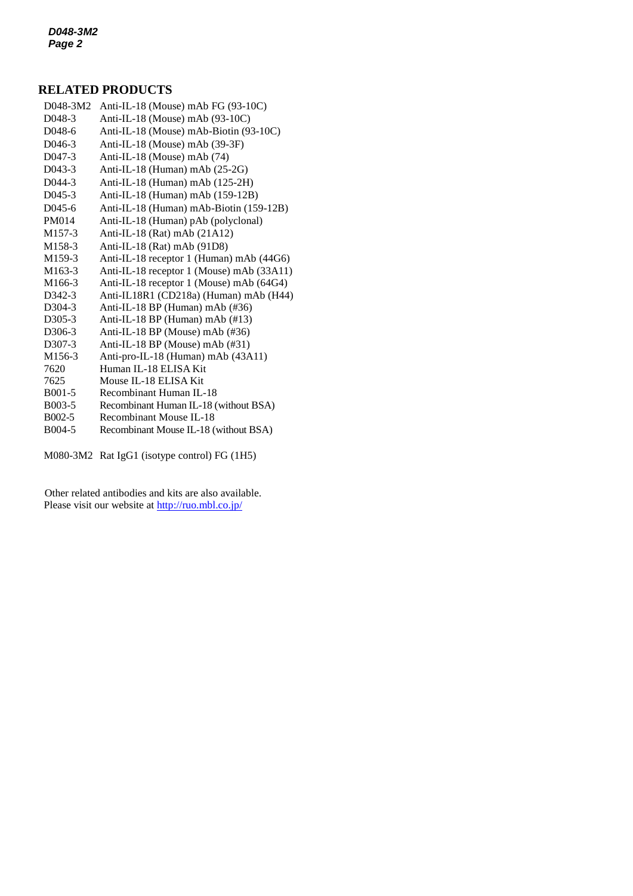## RELATED PRODUCTS

| | |
|---|---|
| D048-3M2 | Anti-IL-18 (Mouse) mAb FG (93-10C) |
| D048-3 | Anti-IL-18 (Mouse) mAb (93-10C) |
| D048-6 | Anti-IL-18 (Mouse) mAb-Biotin (93-10C) |
| D046-3 | Anti-IL-18 (Mouse) mAb (39-3F) |
| D047-3 | Anti-IL-18 (Mouse) mAb (74) |
| D043-3 | Anti-IL-18 (Human) mAb (25-2G) |
| D044-3 | Anti-IL-18 (Human) mAb (125-2H) |
| D045-3 | Anti-IL-18 (Human) mAb (159-12B) |
| D045-6 | Anti-IL-18 (Human) mAb-Biotin (159-12B) |
| PM014 | Anti-IL-18 (Human) pAb (polyclonal) |
| M157-3 | Anti-IL-18 (Rat) mAb (21A12) |
| M158-3 | Anti-IL-18 (Rat) mAb (91D8) |
| M159-3 | Anti-IL-18 receptor 1 (Human) mAb (44G6) |
| M163-3 | Anti-IL-18 receptor 1 (Mouse) mAb (33A11) |
| M166-3 | Anti-IL-18 receptor 1 (Mouse) mAb (64G4) |
| D342-3 | Anti-IL18R1 (CD218a) (Human) mAb (H44) |
| D304-3 | Anti-IL-18 BP (Human) mAb (#36) |
| D305-3 | Anti-IL-18 BP (Human) mAb (#13) |
| D306-3 | Anti-IL-18 BP (Mouse) mAb (#36) |
| D307-3 | Anti-IL-18 BP (Mouse) mAb (#31) |
| M156-3 | Anti-pro-IL-18 (Human) mAb (43A11) |
| 7620 | Human IL-18 ELISA Kit |
| 7625 | Mouse IL-18 ELISA Kit |
| B001-5 | Recombinant Human IL-18 |
| B003-5 | Recombinant Human IL-18 (without BSA) |
| B002-5 | Recombinant Mouse IL-18 |
| B004-5 | Recombinant Mouse IL-18 (without BSA) |
| | |
| M080-3M2 | Rat IgG1 (isotype control) FG (1H5) |

Other related antibodies and kits are also available.
Please visit our website at http://ruo.mbl.co.jp/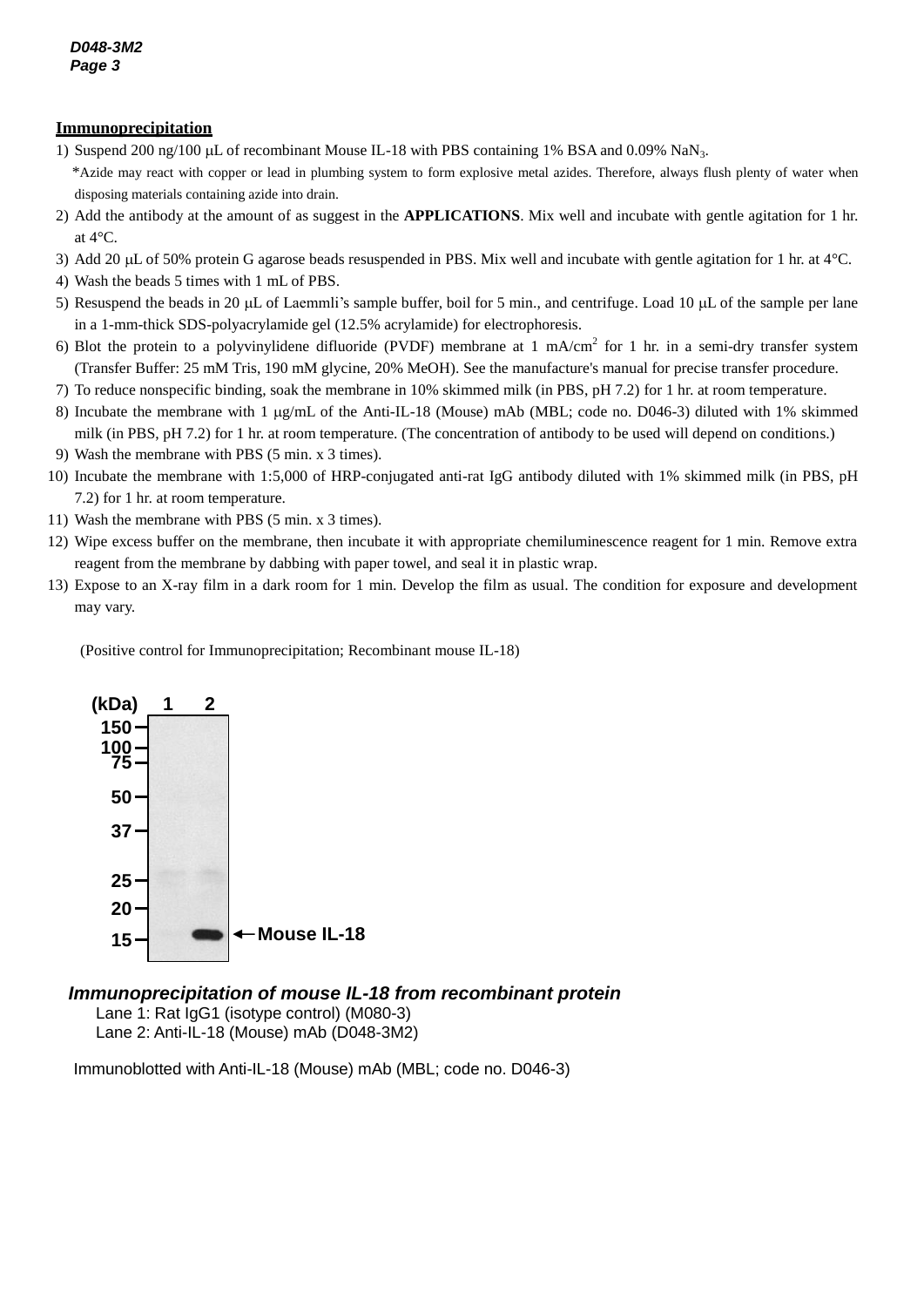## Immunoprecipitation

1) Suspend 200 ng/100 μL of recombinant Mouse IL-18 with PBS containing 1% BSA and 0.09% $NaN_3$.
   *Azide may react with copper or lead in plumbing system to form explosive metal azides. Therefore, always flush plenty of water when disposing materials containing azide into drain.
2) Add the antibody at the amount of as suggest in the **APPLICATIONS**. Mix well and incubate with gentle agitation for 1 hr. at 4°C.
3) Add 20 μL of 50% protein G agarose beads resuspended in PBS. Mix well and incubate with gentle agitation for 1 hr. at 4°C.
4) Wash the beads 5 times with 1 mL of PBS.
5) Resuspend the beads in 20 μL of Laemmli's sample buffer, boil for 5 min., and centrifuge. Load 10 μL of the sample per lane in a 1-mm-thick SDS-polyacrylamide gel (12.5% acrylamide) for electrophoresis.
6) Blot the protein to a polyvinylidene difluoride (PVDF) membrane at 1 mA/$cm^2$ for 1 hr. in a semi-dry transfer system (Transfer Buffer: 25 mM Tris, 190 mM glycine, 20% MeOH). See the manufacture's manual for precise transfer procedure.
7) To reduce nonspecific binding, soak the membrane in 10% skimmed milk (in PBS, pH 7.2) for 1 hr. at room temperature.
8) Incubate the membrane with 1 μg/mL of the Anti-IL-18 (Mouse) mAb (MBL; code no. D046-3) diluted with 1% skimmed milk (in PBS, pH 7.2) for 1 hr. at room temperature. (The concentration of antibody to be used will depend on conditions.)
9) Wash the membrane with PBS (5 min. x 3 times).
10) Incubate the membrane with 1:5,000 of HRP-conjugated anti-rat IgG antibody diluted with 1% skimmed milk (in PBS, pH 7.2) for 1 hr. at room temperature.
11) Wash the membrane with PBS (5 min. x 3 times).
12) Wipe excess buffer on the membrane, then incubate it with appropriate chemiluminescence reagent for 1 min. Remove extra reagent from the membrane by dabbing with paper towel, and seal it in plastic wrap.
13) Expose to an X-ray film in a dark room for 1 min. Develop the film as usual. The condition for exposure and development may vary.

(Positive control for Immunoprecipitation; Recombinant mouse IL-18)

***Immunoprecipitation of mouse IL-18 from recombinant protein***

Lane 1: Rat IgG1 (isotype control) (M080-3)
Lane 2: Anti-IL-18 (Mouse) mAb (D048-3M2)

Immunoblotted with Anti-IL-18 (Mouse) mAb (MBL; code no. D046-3)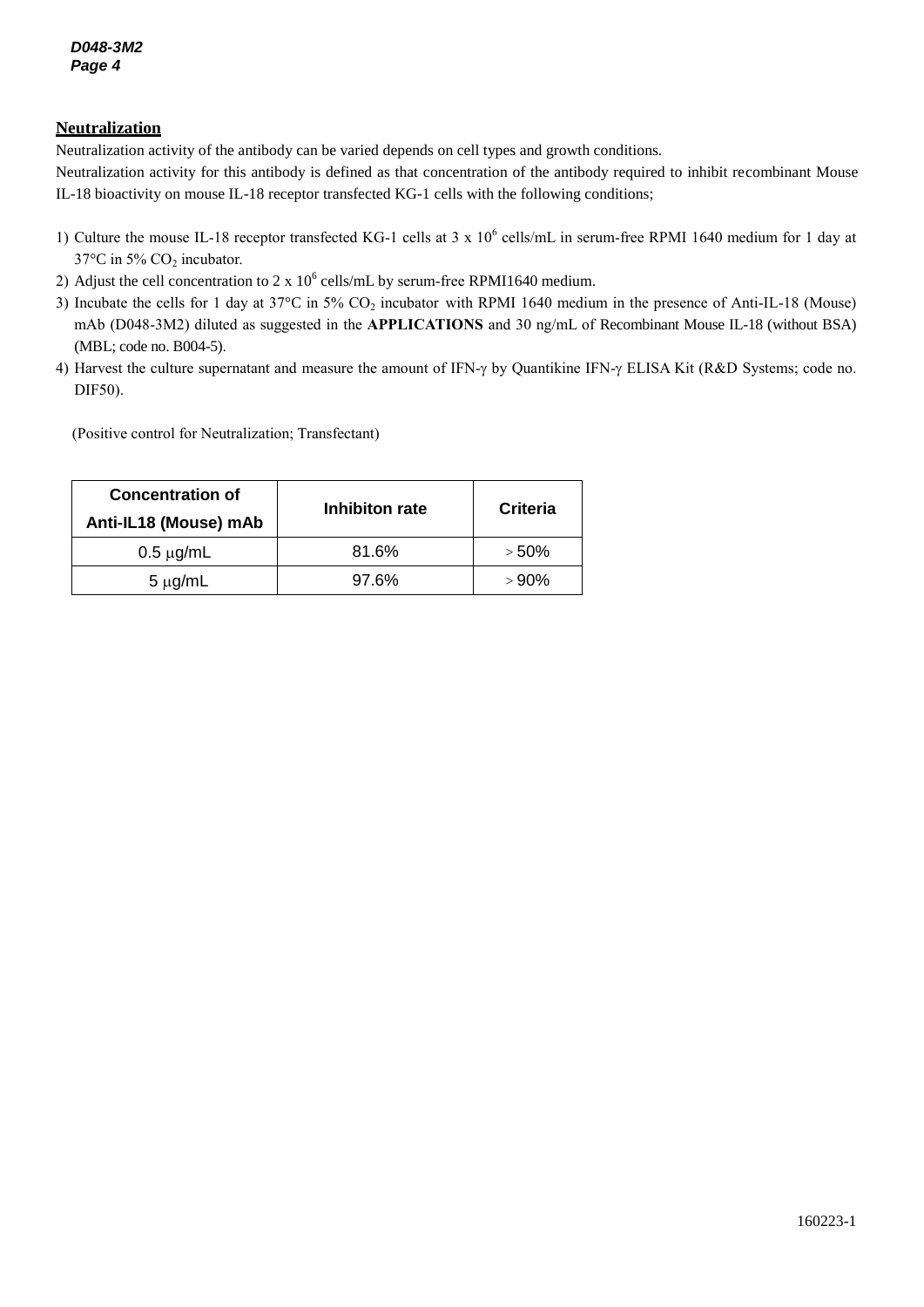## Neutralization

Neutralization activity of the antibody can be varied depends on cell types and growth conditions.
Neutralization activity for this antibody is defined as that concentration of the antibody required to inhibit recombinant Mouse IL-18 bioactivity on mouse IL-18 receptor transfected KG-1 cells with the following conditions;

1) Culture the mouse IL-18 receptor transfected KG-1 cells at 3 x $10^6$ cells/mL in serum-free RPMI 1640 medium for 1 day at 37°C in 5% $CO_2$ incubator.
2) Adjust the cell concentration to 2 x $10^6$ cells/mL by serum-free RPMI1640 medium.
3) Incubate the cells for 1 day at 37°C in 5% $CO_2$ incubator with RPMI 1640 medium in the presence of Anti-IL-18 (Mouse) mAb (D048-3M2) diluted as suggested in the **APPLICATIONS** and 30 ng/mL of Recombinant Mouse IL-18 (without BSA) (MBL; code no. B004-5).
4) Harvest the culture supernatant and measure the amount of IFN-γ by Quantikine IFN-γ ELISA Kit (R&D Systems; code no. DIF50).

(Positive control for Neutralization; Transfectant)

| Concentration of Anti-IL18 (Mouse) mAb | Inhibiton rate | Criteria |
|---|---|---|
| 0.5 μg/mL | 81.6% | > 50% |
| 5 μg/mL | 97.6% | > 90% |

160223-1